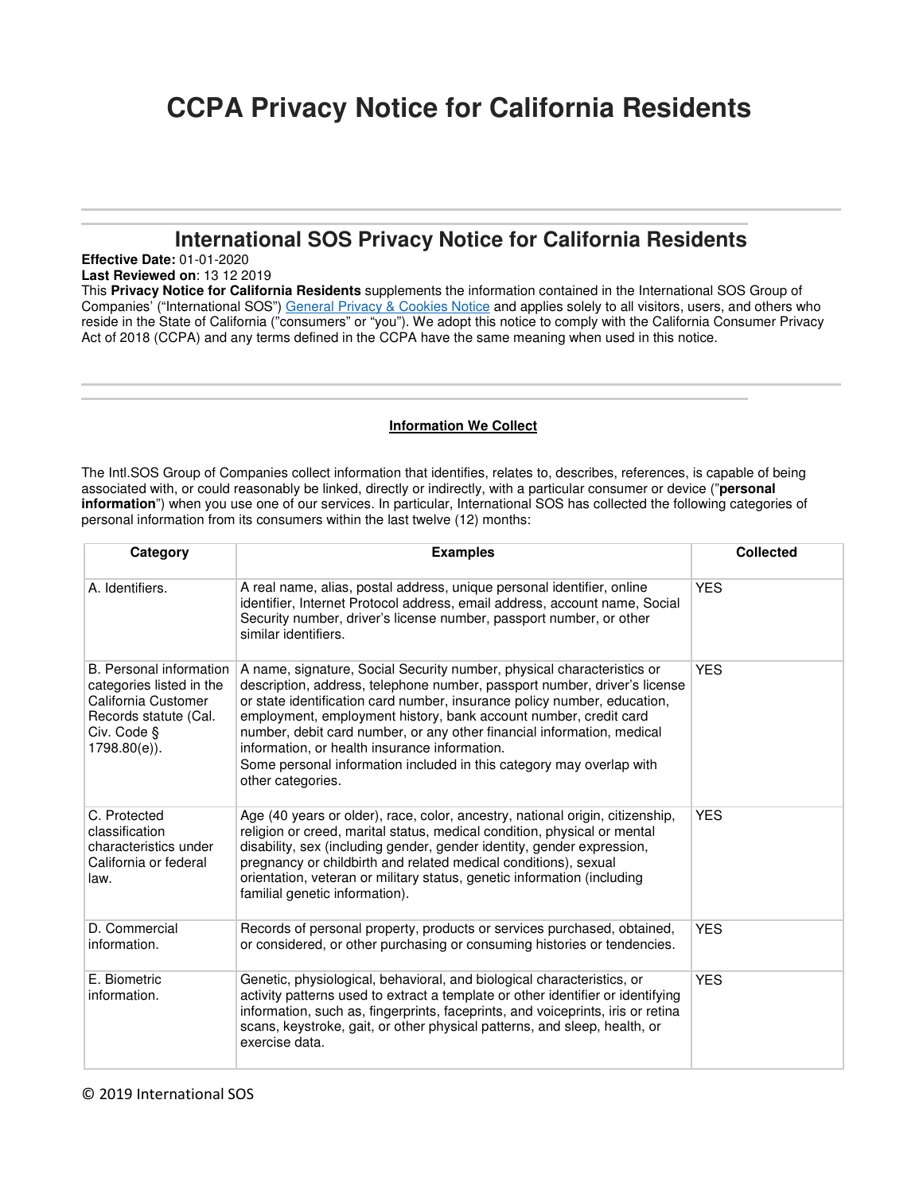# CCPA Privacy Notice for California Residents

## International SOS Privacy Notice for California Residents

**Effective Date:** 01-01-2020

**Last Reviewed on**: 13 12 2019

This **Privacy Notice for California Residents** supplements the information contained in the International SOS Group of Companies' ("International SOS") [General Privacy & Cookies Notice]() and applies solely to all visitors, users, and others who reside in the State of California ("consumers" or "you"). We adopt this notice to comply with the California Consumer Privacy Act of 2018 (CCPA) and any terms defined in the CCPA have the same meaning when used in this notice.

### Information We Collect

The Intl.SOS Group of Companies collect information that identifies, relates to, describes, references, is capable of being associated with, or could reasonably be linked, directly or indirectly, with a particular consumer or device ("**personal information**") when you use one of our services. In particular, International SOS has collected the following categories of personal information from its consumers within the last twelve (12) months:

| Category | Examples | Collected |
|---|---|---|
| A. Identifiers. | A real name, alias, postal address, unique personal identifier, online identifier, Internet Protocol address, email address, account name, Social Security number, driver's license number, passport number, or other similar identifiers. | YES |
| B. Personal information categories listed in the California Customer Records statute (Cal. Civ. Code § 1798.80(e)). | A name, signature, Social Security number, physical characteristics or description, address, telephone number, passport number, driver's license or state identification card number, insurance policy number, education, employment, employment history, bank account number, credit card number, debit card number, or any other financial information, medical information, or health insurance information. Some personal information included in this category may overlap with other categories. | YES |
| C. Protected classification characteristics under California or federal law. | Age (40 years or older), race, color, ancestry, national origin, citizenship, religion or creed, marital status, medical condition, physical or mental disability, sex (including gender, gender identity, gender expression, pregnancy or childbirth and related medical conditions), sexual orientation, veteran or military status, genetic information (including familial genetic information). | YES |
| D. Commercial information. | Records of personal property, products or services purchased, obtained, or considered, or other purchasing or consuming histories or tendencies. | YES |
| E. Biometric information. | Genetic, physiological, behavioral, and biological characteristics, or activity patterns used to extract a template or other identifier or identifying information, such as, fingerprints, faceprints, and voiceprints, iris or retina scans, keystroke, gait, or other physical patterns, and sleep, health, or exercise data. | YES |

© 2019 International SOS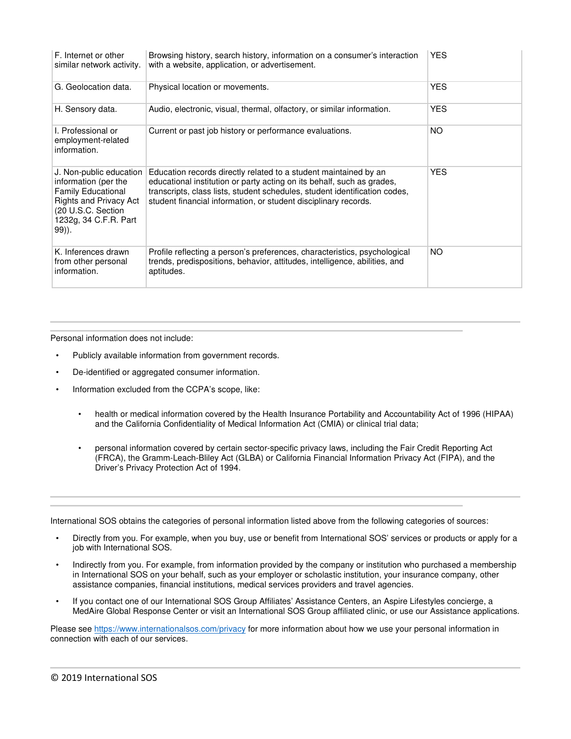| | | |
|---|---|---|
| F. Internet or other similar network activity. | Browsing history, search history, information on a consumer's interaction with a website, application, or advertisement. | YES |
| G. Geolocation data. | Physical location or movements. | YES |
| H. Sensory data. | Audio, electronic, visual, thermal, olfactory, or similar information. | YES |
| I. Professional or employment-related information. | Current or past job history or performance evaluations. | NO |
| J. Non-public education information (per the Family Educational Rights and Privacy Act (20 U.S.C. Section 1232g, 34 C.F.R. Part 99)). | Education records directly related to a student maintained by an educational institution or party acting on its behalf, such as grades, transcripts, class lists, student schedules, student identification codes, student financial information, or student disciplinary records. | YES |
| K. Inferences drawn from other personal information. | Profile reflecting a person's preferences, characteristics, psychological trends, predispositions, behavior, attitudes, intelligence, abilities, and aptitudes. | NO |

Personal information does not include:

- Publicly available information from government records.
- De-identified or aggregated consumer information.
- Information excluded from the CCPA's scope, like:
  - health or medical information covered by the Health Insurance Portability and Accountability Act of 1996 (HIPAA) and the California Confidentiality of Medical Information Act (CMIA) or clinical trial data;
  - personal information covered by certain sector-specific privacy laws, including the Fair Credit Reporting Act (FRCA), the Gramm-Leach-Bliley Act (GLBA) or California Financial Information Privacy Act (FIPA), and the Driver's Privacy Protection Act of 1994.

International SOS obtains the categories of personal information listed above from the following categories of sources:

- Directly from you. For example, when you buy, use or benefit from International SOS' services or products or apply for a job with International SOS.
- Indirectly from you. For example, from information provided by the company or institution who purchased a membership in International SOS on your behalf, such as your employer or scholastic institution, your insurance company, other assistance companies, financial institutions, medical services providers and travel agencies.
- If you contact one of our International SOS Group Affiliates' Assistance Centers, an Aspire Lifestyles concierge, a MedAire Global Response Center or visit an International SOS Group affiliated clinic, or use our Assistance applications.

Please see https://www.internationalsos.com/privacy for more information about how we use your personal information in connection with each of our services.

© 2019 International SOS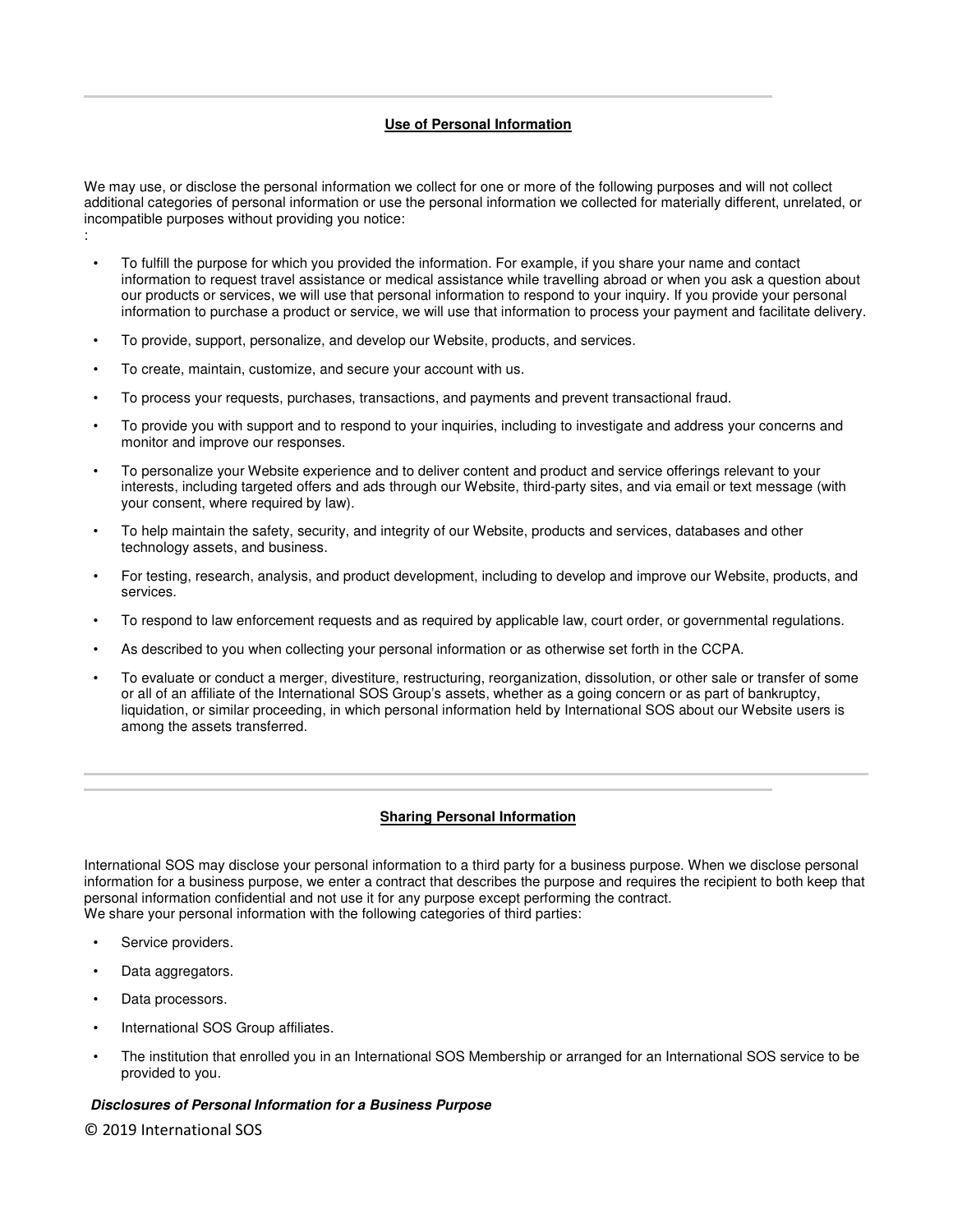## Use of Personal Information

We may use, or disclose the personal information we collect for one or more of the following purposes and will not collect additional categories of personal information or use the personal information we collected for materially different, unrelated, or incompatible purposes without providing you notice:
:

- To fulfill the purpose for which you provided the information. For example, if you share your name and contact information to request travel assistance or medical assistance while travelling abroad or when you ask a question about our products or services, we will use that personal information to respond to your inquiry. If you provide your personal information to purchase a product or service, we will use that information to process your payment and facilitate delivery.
- To provide, support, personalize, and develop our Website, products, and services.
- To create, maintain, customize, and secure your account with us.
- To process your requests, purchases, transactions, and payments and prevent transactional fraud.
- To provide you with support and to respond to your inquiries, including to investigate and address your concerns and monitor and improve our responses.
- To personalize your Website experience and to deliver content and product and service offerings relevant to your interests, including targeted offers and ads through our Website, third-party sites, and via email or text message (with your consent, where required by law).
- To help maintain the safety, security, and integrity of our Website, products and services, databases and other technology assets, and business.
- For testing, research, analysis, and product development, including to develop and improve our Website, products, and services.
- To respond to law enforcement requests and as required by applicable law, court order, or governmental regulations.
- As described to you when collecting your personal information or as otherwise set forth in the CCPA.
- To evaluate or conduct a merger, divestiture, restructuring, reorganization, dissolution, or other sale or transfer of some or all of an affiliate of the International SOS Group's assets, whether as a going concern or as part of bankruptcy, liquidation, or similar proceeding, in which personal information held by International SOS about our Website users is among the assets transferred.

## Sharing Personal Information

International SOS may disclose your personal information to a third party for a business purpose. When we disclose personal information for a business purpose, we enter a contract that describes the purpose and requires the recipient to both keep that personal information confidential and not use it for any purpose except performing the contract.
We share your personal information with the following categories of third parties:

- Service providers.
- Data aggregators.
- Data processors.
- International SOS Group affiliates.
- The institution that enrolled you in an International SOS Membership or arranged for an International SOS service to be provided to you.

***Disclosures of Personal Information for a Business Purpose***

© 2019 International SOS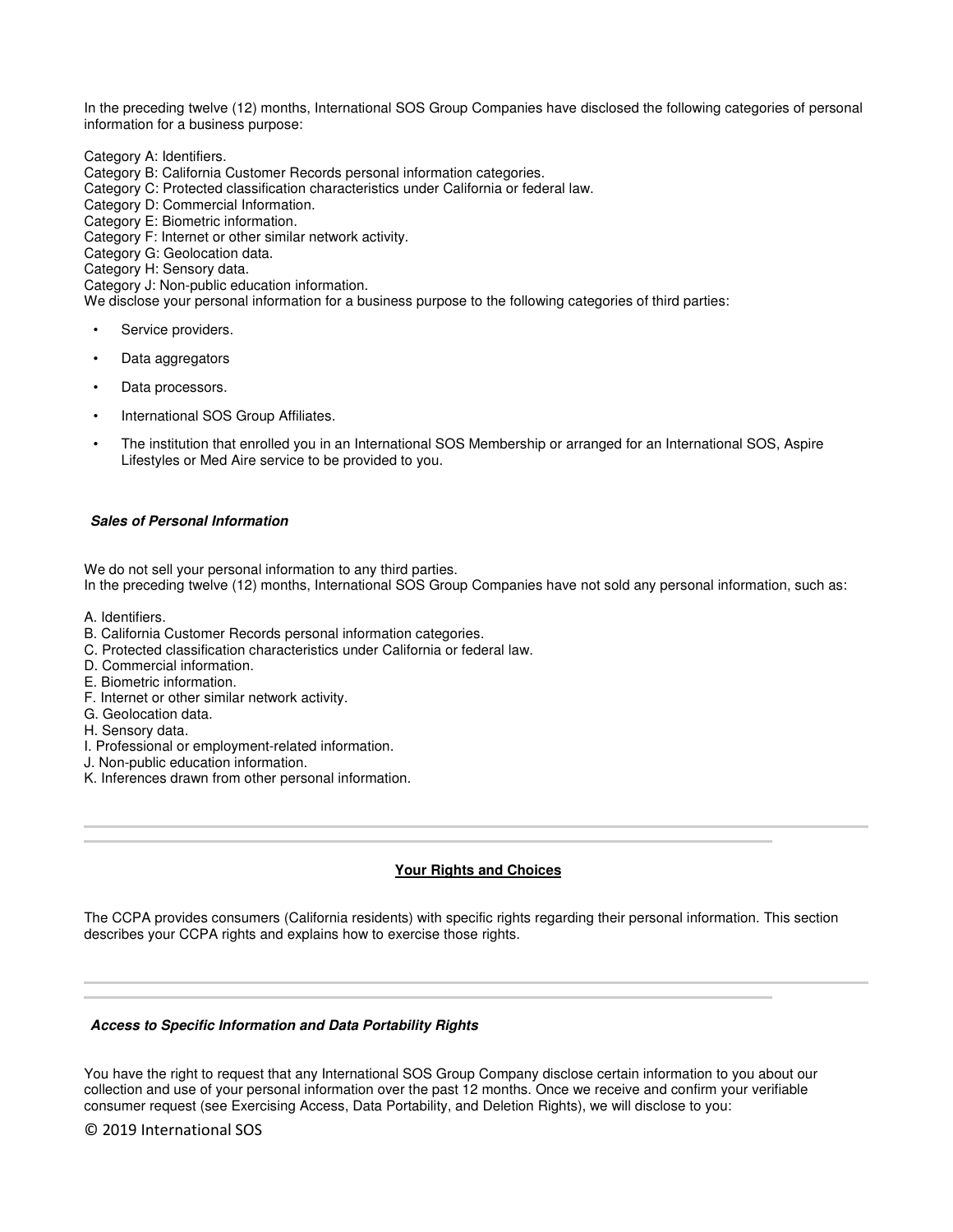In the preceding twelve (12) months, International SOS Group Companies have disclosed the following categories of personal information for a business purpose:

Category A: Identifiers.
Category B: California Customer Records personal information categories.
Category C: Protected classification characteristics under California or federal law.
Category D: Commercial Information.
Category E: Biometric information.
Category F: Internet or other similar network activity.
Category G: Geolocation data.
Category H: Sensory data.
Category J: Non-public education information.
We disclose your personal information for a business purpose to the following categories of third parties:

- Service providers.
- Data aggregators
- Data processors.
- International SOS Group Affiliates.
- The institution that enrolled you in an International SOS Membership or arranged for an International SOS, Aspire Lifestyles or Med Aire service to be provided to you.

***Sales of Personal Information***

We do not sell your personal information to any third parties.
In the preceding twelve (12) months, International SOS Group Companies have not sold any personal information, such as:

A. Identifiers.
B. California Customer Records personal information categories.
C. Protected classification characteristics under California or federal law.
D. Commercial information.
E. Biometric information.
F. Internet or other similar network activity.
G. Geolocation data.
H. Sensory data.
I. Professional or employment-related information.
J. Non-public education information.
K. Inferences drawn from other personal information.

## Your Rights and Choices

The CCPA provides consumers (California residents) with specific rights regarding their personal information. This section describes your CCPA rights and explains how to exercise those rights.

***Access to Specific Information and Data Portability Rights***

You have the right to request that any International SOS Group Company disclose certain information to you about our collection and use of your personal information over the past 12 months. Once we receive and confirm your verifiable consumer request (see Exercising Access, Data Portability, and Deletion Rights), we will disclose to you: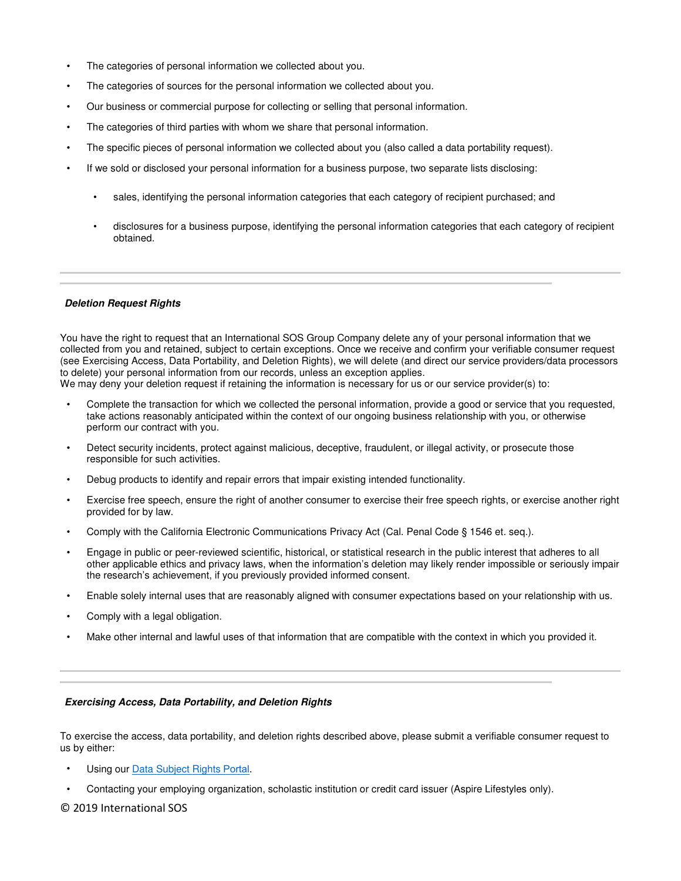- The categories of personal information we collected about you.
- The categories of sources for the personal information we collected about you.
- Our business or commercial purpose for collecting or selling that personal information.
- The categories of third parties with whom we share that personal information.
- The specific pieces of personal information we collected about you (also called a data portability request).
- If we sold or disclosed your personal information for a business purpose, two separate lists disclosing:
  - sales, identifying the personal information categories that each category of recipient purchased; and
  - disclosures for a business purpose, identifying the personal information categories that each category of recipient obtained.

---

***Deletion Request Rights***

You have the right to request that an International SOS Group Company delete any of your personal information that we collected from you and retained, subject to certain exceptions. Once we receive and confirm your verifiable consumer request (see Exercising Access, Data Portability, and Deletion Rights), we will delete (and direct our service providers/data processors to delete) your personal information from our records, unless an exception applies.
We may deny your deletion request if retaining the information is necessary for us or our service provider(s) to:

- Complete the transaction for which we collected the personal information, provide a good or service that you requested, take actions reasonably anticipated within the context of our ongoing business relationship with you, or otherwise perform our contract with you.
- Detect security incidents, protect against malicious, deceptive, fraudulent, or illegal activity, or prosecute those responsible for such activities.
- Debug products to identify and repair errors that impair existing intended functionality.
- Exercise free speech, ensure the right of another consumer to exercise their free speech rights, or exercise another right provided for by law.
- Comply with the California Electronic Communications Privacy Act (Cal. Penal Code § 1546 et. seq.).
- Engage in public or peer-reviewed scientific, historical, or statistical research in the public interest that adheres to all other applicable ethics and privacy laws, when the information's deletion may likely render impossible or seriously impair the research's achievement, if you previously provided informed consent.
- Enable solely internal uses that are reasonably aligned with consumer expectations based on your relationship with us.
- Comply with a legal obligation.
- Make other internal and lawful uses of that information that are compatible with the context in which you provided it.

---

***Exercising Access, Data Portability, and Deletion Rights***

To exercise the access, data portability, and deletion rights described above, please submit a verifiable consumer request to us by either:

- Using our Data Subject Rights Portal.
- Contacting your employing organization, scholastic institution or credit card issuer (Aspire Lifestyles only).

© 2019 International SOS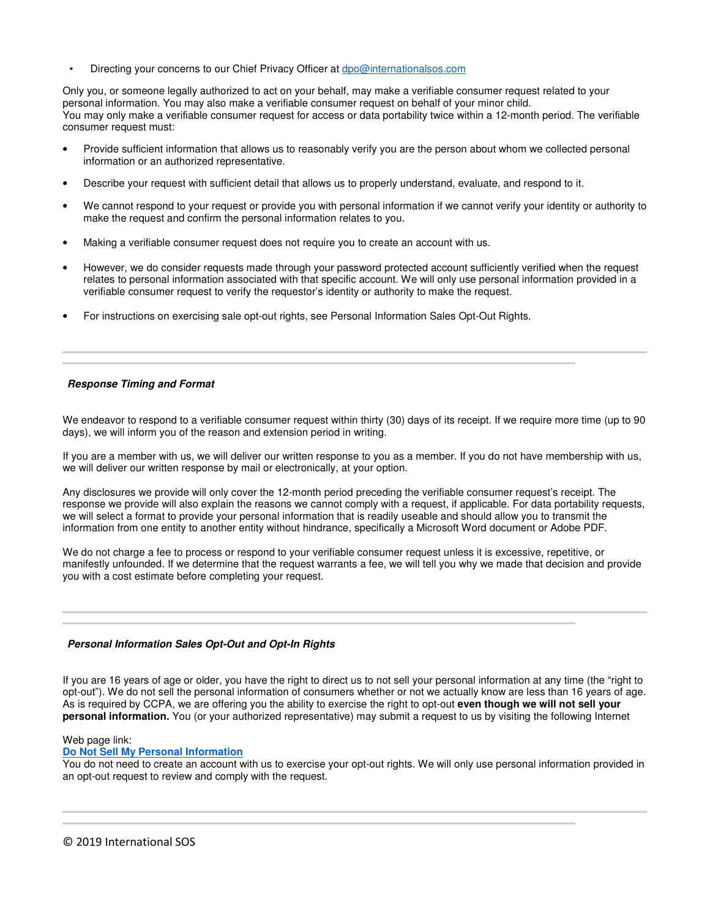- Directing your concerns to our Chief Privacy Officer at dpo@internationalsos.com

Only you, or someone legally authorized to act on your behalf, may make a verifiable consumer request related to your personal information. You may also make a verifiable consumer request on behalf of your minor child.
You may only make a verifiable consumer request for access or data portability twice within a 12-month period. The verifiable consumer request must:

- Provide sufficient information that allows us to reasonably verify you are the person about whom we collected personal information or an authorized representative.
- Describe your request with sufficient detail that allows us to properly understand, evaluate, and respond to it.
- We cannot respond to your request or provide you with personal information if we cannot verify your identity or authority to make the request and confirm the personal information relates to you.
- Making a verifiable consumer request does not require you to create an account with us.
- However, we do consider requests made through your password protected account sufficiently verified when the request relates to personal information associated with that specific account. We will only use personal information provided in a verifiable consumer request to verify the requestor's identity or authority to make the request.
- For instructions on exercising sale opt-out rights, see Personal Information Sales Opt-Out Rights.

---

### ***Response Timing and Format***

We endeavor to respond to a verifiable consumer request within thirty (30) days of its receipt. If we require more time (up to 90 days), we will inform you of the reason and extension period in writing.

If you are a member with us, we will deliver our written response to you as a member. If you do not have membership with us, we will deliver our written response by mail or electronically, at your option.

Any disclosures we provide will only cover the 12-month period preceding the verifiable consumer request's receipt. The response we provide will also explain the reasons we cannot comply with a request, if applicable. For data portability requests, we will select a format to provide your personal information that is readily useable and should allow you to transmit the information from one entity to another entity without hindrance, specifically a Microsoft Word document or Adobe PDF.

We do not charge a fee to process or respond to your verifiable consumer request unless it is excessive, repetitive, or manifestly unfounded. If we determine that the request warrants a fee, we will tell you why we made that decision and provide you with a cost estimate before completing your request.

---

### ***Personal Information Sales Opt-Out and Opt-In Rights***

If you are 16 years of age or older, you have the right to direct us to not sell your personal information at any time (the "right to opt-out"). We do not sell the personal information of consumers whether or not we actually know are less than 16 years of age. As is required by CCPA, we are offering you the ability to exercise the right to opt-out **even though we will not sell your personal information.** You (or your authorized representative) may submit a request to us by visiting the following Internet

Web page link:
**Do Not Sell My Personal Information**
You do not need to create an account with us to exercise your opt-out rights. We will only use personal information provided in an opt-out request to review and comply with the request.

---

© 2019 International SOS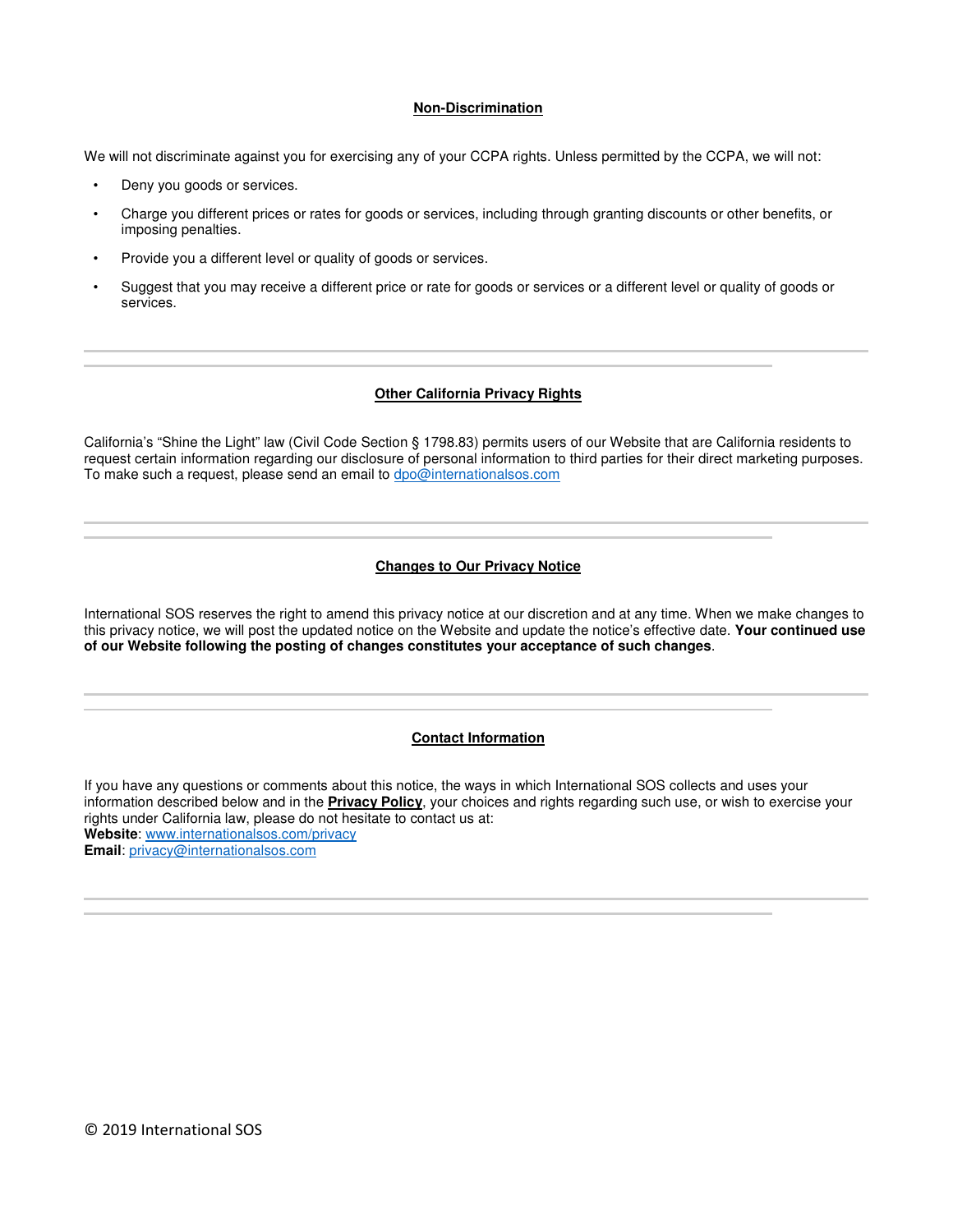## Non-Discrimination

We will not discriminate against you for exercising any of your CCPA rights. Unless permitted by the CCPA, we will not:

- Deny you goods or services.
- Charge you different prices or rates for goods or services, including through granting discounts or other benefits, or imposing penalties.
- Provide you a different level or quality of goods or services.
- Suggest that you may receive a different price or rate for goods or services or a different level or quality of goods or services.

---

## Other California Privacy Rights

California's "Shine the Light" law (Civil Code Section § 1798.83) permits users of our Website that are California residents to request certain information regarding our disclosure of personal information to third parties for their direct marketing purposes. To make such a request, please send an email to dpo@internationalsos.com

---

## Changes to Our Privacy Notice

International SOS reserves the right to amend this privacy notice at our discretion and at any time. When we make changes to this privacy notice, we will post the updated notice on the Website and update the notice's effective date. **Your continued use of our Website following the posting of changes constitutes your acceptance of such changes**.

---

## Contact Information

If you have any questions or comments about this notice, the ways in which International SOS collects and uses your information described below and in the **Privacy Policy**, your choices and rights regarding such use, or wish to exercise your rights under California law, please do not hesitate to contact us at:
**Website**: www.internationalsos.com/privacy
**Email**: privacy@internationalsos.com

---

© 2019 International SOS